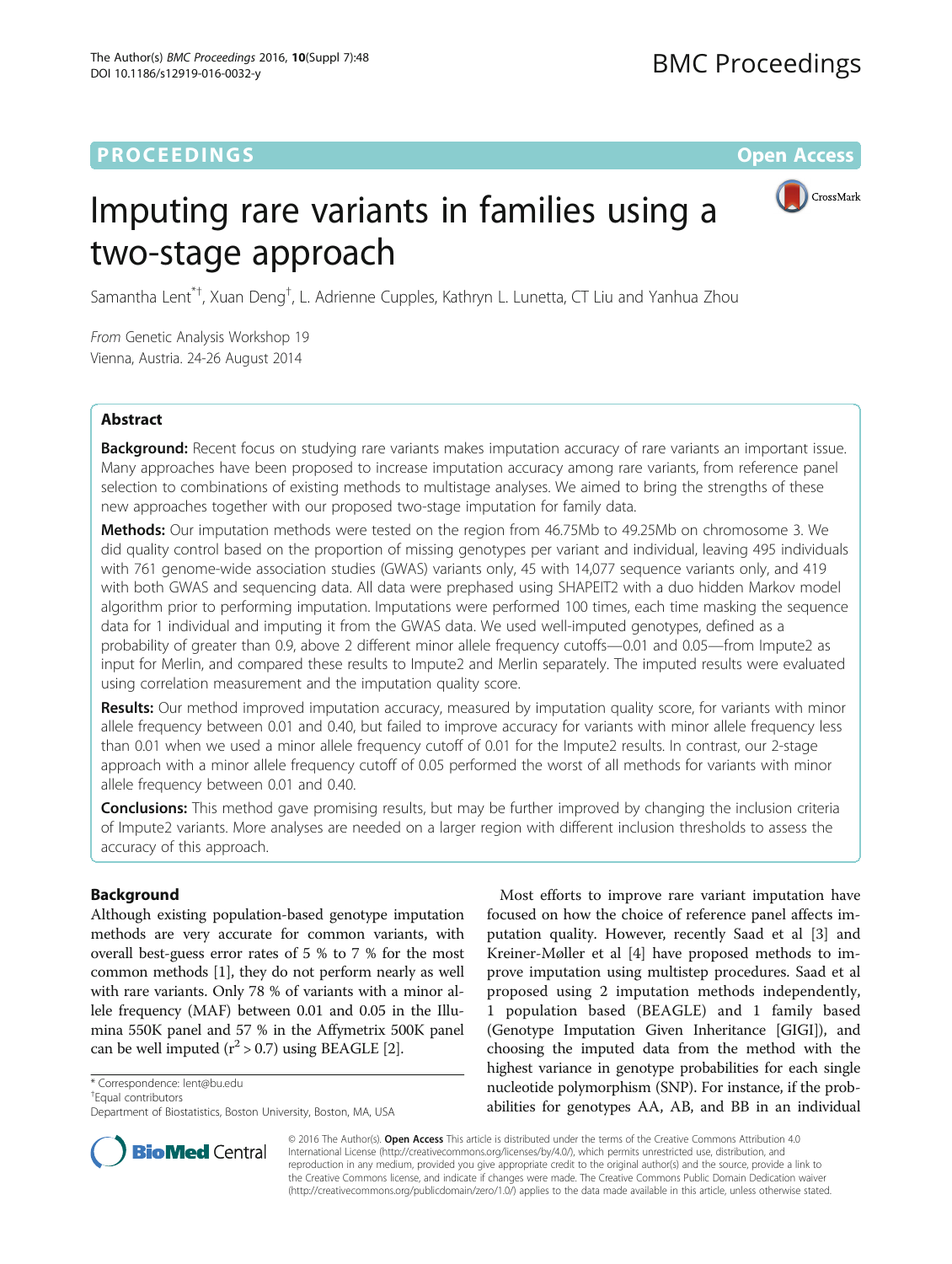PROCEEDINGS Open Access

# Imputing rare variants in families using a two-stage approach

Samantha Lent[*†], Xuan Deng[†], L. Adrienne Cupples, Kathryn L. Lunetta, CT Liu and Yanhua Zhou

*From* Genetic Analysis Workshop 19
Vienna, Austria. 24-26 August 2014

## Abstract

**Background:** Recent focus on studying rare variants makes imputation accuracy of rare variants an important issue. Many approaches have been proposed to increase imputation accuracy among rare variants, from reference panel selection to combinations of existing methods to multistage analyses. We aimed to bring the strengths of these new approaches together with our proposed two-stage imputation for family data.

**Methods:** Our imputation methods were tested on the region from 46.75Mb to 49.25Mb on chromosome 3. We did quality control based on the proportion of missing genotypes per variant and individual, leaving 495 individuals with 761 genome-wide association studies (GWAS) variants only, 45 with 14,077 sequence variants only, and 419 with both GWAS and sequencing data. All data were prephased using SHAPEIT2 with a duo hidden Markov model algorithm prior to performing imputation. Imputations were performed 100 times, each time masking the sequence data for 1 individual and imputing it from the GWAS data. We used well-imputed genotypes, defined as a probability of greater than 0.9, above 2 different minor allele frequency cutoffs—0.01 and 0.05—from Impute2 as input for Merlin, and compared these results to Impute2 and Merlin separately. The imputed results were evaluated using correlation measurement and the imputation quality score.

**Results:** Our method improved imputation accuracy, measured by imputation quality score, for variants with minor allele frequency between 0.01 and 0.40, but failed to improve accuracy for variants with minor allele frequency less than 0.01 when we used a minor allele frequency cutoff of 0.01 for the Impute2 results. In contrast, our 2-stage approach with a minor allele frequency cutoff of 0.05 performed the worst of all methods for variants with minor allele frequency between 0.01 and 0.40.

**Conclusions:** This method gave promising results, but may be further improved by changing the inclusion criteria of Impute2 variants. More analyses are needed on a larger region with different inclusion thresholds to assess the accuracy of this approach.

## Background

Although existing population-based genotype imputation methods are very accurate for common variants, with overall best-guess error rates of 5 % to 7 % for the most common methods [1], they do not perform nearly as well with rare variants. Only 78 % of variants with a minor allele frequency (MAF) between 0.01 and 0.05 in the Illumina 550K panel and 57 % in the Affymetrix 500K panel can be well imputed ($r^2 > 0.7$) using BEAGLE [2].

Most efforts to improve rare variant imputation have focused on how the choice of reference panel affects imputation quality. However, recently Saad et al [3] and Kreiner-Møller et al [4] have proposed methods to improve imputation using multistep procedures. Saad et al proposed using 2 imputation methods independently, 1 population based (BEAGLE) and 1 family based (Genotype Imputation Given Inheritance [GIGI]), and choosing the imputed data from the method with the highest variance in genotype probabilities for each single nucleotide polymorphism (SNP). For instance, if the probabilities for genotypes AA, AB, and BB in an individual

\* Correspondence: lent@bu.edu
†Equal contributors
Department of Biostatistics, Boston University, Boston, MA, USA

© 2016 The Author(s). **Open Access** This article is distributed under the terms of the Creative Commons Attribution 4.0 International License (http://creativecommons.org/licenses/by/4.0/), which permits unrestricted use, distribution, and reproduction in any medium, provided you give appropriate credit to the original author(s) and the source, provide a link to the Creative Commons license, and indicate if changes were made. The Creative Commons Public Domain Dedication waiver (http://creativecommons.org/publicdomain/zero/1.0/) applies to the data made available in this article, unless otherwise stated.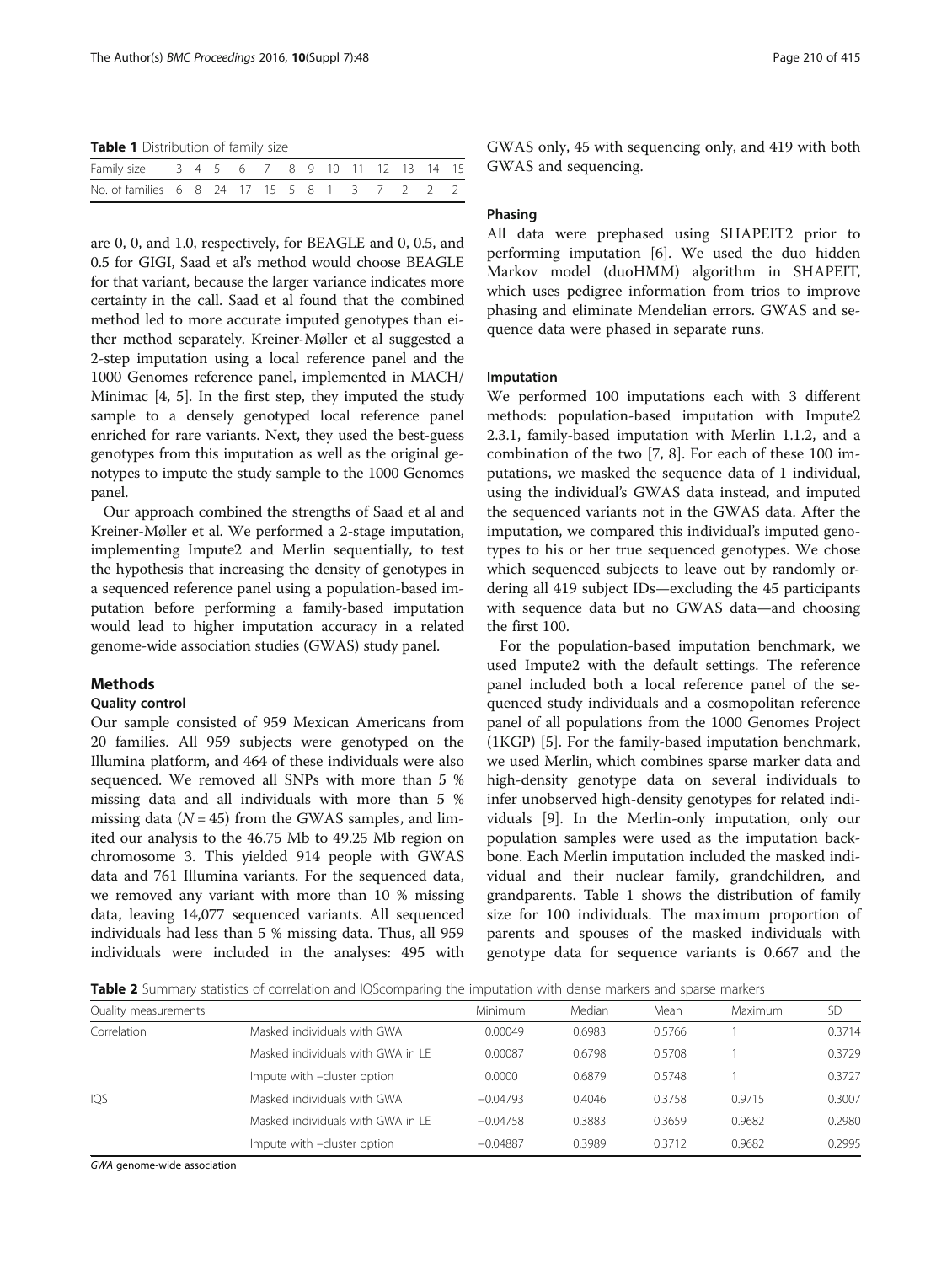**Table 1** Distribution of family size

| Family size | 3 | 4 | 5 | 6 | 7 | 8 | 9 | 10 | 11 | 12 | 13 | 14 | 15 |
|---|---|---|---|---|---|---|---|---|---|---|---|---|---|
| No. of families | 6 | 8 | 24 | 17 | 15 | 5 | 8 | 1 | 3 | 7 | 2 | 2 | 2 |

are 0, 0, and 1.0, respectively, for BEAGLE and 0, 0.5, and 0.5 for GIGI, Saad et al's method would choose BEAGLE for that variant, because the larger variance indicates more certainty in the call. Saad et al found that the combined method led to more accurate imputed genotypes than either method separately. Kreiner-Møller et al suggested a 2-step imputation using a local reference panel and the 1000 Genomes reference panel, implemented in MACH/Minimac [4, 5]. In the first step, they imputed the study sample to a densely genotyped local reference panel enriched for rare variants. Next, they used the best-guess genotypes from this imputation as well as the original genotypes to impute the study sample to the 1000 Genomes panel.

Our approach combined the strengths of Saad et al and Kreiner-Møller et al. We performed a 2-stage imputation, implementing Impute2 and Merlin sequentially, to test the hypothesis that increasing the density of genotypes in a sequenced reference panel using a population-based imputation before performing a family-based imputation would lead to higher imputation accuracy in a related genome-wide association studies (GWAS) study panel.

## Methods

### Quality control

Our sample consisted of 959 Mexican Americans from 20 families. All 959 subjects were genotyped on the Illumina platform, and 464 of these individuals were also sequenced. We removed all SNPs with more than 5 % missing data and all individuals with more than 5 % missing data ($N = 45$) from the GWAS samples, and limited our analysis to the 46.75 Mb to 49.25 Mb region on chromosome 3. This yielded 914 people with GWAS data and 761 Illumina variants. For the sequenced data, we removed any variant with more than 10 % missing data, leaving 14,077 sequenced variants. All sequenced individuals had less than 5 % missing data. Thus, all 959 individuals were included in the analyses: 495 with GWAS only, 45 with sequencing only, and 419 with both GWAS and sequencing.

### Phasing

All data were prephased using SHAPEIT2 prior to performing imputation [6]. We used the duo hidden Markov model (duoHMM) algorithm in SHAPEIT, which uses pedigree information from trios to improve phasing and eliminate Mendelian errors. GWAS and sequence data were phased in separate runs.

### Imputation

We performed 100 imputations each with 3 different methods: population-based imputation with Impute2 2.3.1, family-based imputation with Merlin 1.1.2, and a combination of the two [7, 8]. For each of these 100 imputations, we masked the sequence data of 1 individual, using the individual's GWAS data instead, and imputed the sequenced variants not in the GWAS data. After the imputation, we compared this individual's imputed genotypes to his or her true sequenced genotypes. We chose which sequenced subjects to leave out by randomly ordering all 419 subject IDs—excluding the 45 participants with sequence data but no GWAS data—and choosing the first 100.

For the population-based imputation benchmark, we used Impute2 with the default settings. The reference panel included both a local reference panel of the sequenced study individuals and a cosmopolitan reference panel of all populations from the 1000 Genomes Project (1KGP) [5]. For the family-based imputation benchmark, we used Merlin, which combines sparse marker data and high-density genotype data on several individuals to infer unobserved high-density genotypes for related individuals [9]. In the Merlin-only imputation, only our population samples were used as the imputation backbone. Each Merlin imputation included the masked individual and their nuclear family, grandchildren, and grandparents. Table 1 shows the distribution of family size for 100 individuals. The maximum proportion of parents and spouses of the masked individuals with genotype data for sequence variants is 0.667 and the

**Table 2** Summary statistics of correlation and IQScomparing the imputation with dense markers and sparse markers

| Quality measurements | | Minimum | Median | Mean | Maximum | SD |
|---|---|---|---|---|---|---|
| Correlation | Masked individuals with GWA | 0.00049 | 0.6983 | 0.5766 | 1 | 0.3714 |
| | Masked individuals with GWA in LE | 0.00087 | 0.6798 | 0.5708 | 1 | 0.3729 |
| | Impute with –cluster option | 0.0000 | 0.6879 | 0.5748 | 1 | 0.3727 |
| IQS | Masked individuals with GWA | −0.04793 | 0.4046 | 0.3758 | 0.9715 | 0.3007 |
| | Masked individuals with GWA in LE | −0.04758 | 0.3883 | 0.3659 | 0.9682 | 0.2980 |
| | Impute with –cluster option | −0.04887 | 0.3989 | 0.3712 | 0.9682 | 0.2995 |

*GWA* genome-wide association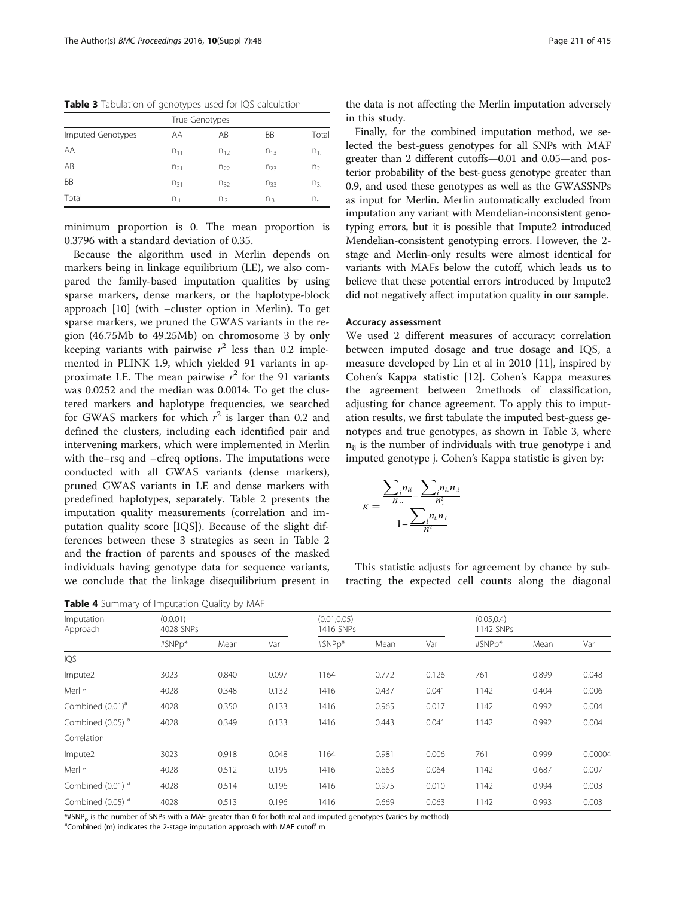**Table 3** Tabulation of genotypes used for IQS calculation

| | True Genotypes | | | |
|---|---|---|---|---|
| Imputed Genotypes | AA | AB | BB | Total |
| AA | $n_{11}$ | $n_{12}$ | $n_{13}$ | $n_{1.}$ |
| AB | $n_{21}$ | $n_{22}$ | $n_{23}$ | $n_{2.}$ |
| BB | $n_{31}$ | $n_{32}$ | $n_{33}$ | $n_{3.}$ |
| Total | $n_{.1}$ | $n_{.2}$ | $n_{.3}$ | $n_{..}$ |

minimum proportion is 0. The mean proportion is 0.3796 with a standard deviation of 0.35.

Because the algorithm used in Merlin depends on markers being in linkage equilibrium (LE), we also compared the family-based imputation qualities by using sparse markers, dense markers, or the haplotype-block approach [10] (with –cluster option in Merlin). To get sparse markers, we pruned the GWAS variants in the region (46.75Mb to 49.25Mb) on chromosome 3 by only keeping variants with pairwise $r^2$ less than 0.2 implemented in PLINK 1.9, which yielded 91 variants in approximate LE. The mean pairwise $r^2$ for the 91 variants was 0.0252 and the median was 0.0014. To get the clustered markers and haplotype frequencies, we searched for GWAS markers for which $r^2$ is larger than 0.2 and defined the clusters, including each identified pair and intervening markers, which were implemented in Merlin with the–rsq and –cfreq options. The imputations were conducted with all GWAS variants (dense markers), pruned GWAS variants in LE and dense markers with predefined haplotypes, separately. Table 2 presents the imputation quality measurements (correlation and imputation quality score [IQS]). Because of the slight differences between these 3 strategies as seen in Table 2 and the fraction of parents and spouses of the masked individuals having genotype data for sequence variants, we conclude that the linkage disequilibrium present in the data is not affecting the Merlin imputation adversely in this study.

Finally, for the combined imputation method, we selected the best-guess genotypes for all SNPs with MAF greater than 2 different cutoffs—0.01 and 0.05—and posterior probability of the best-guess genotype greater than 0.9, and used these genotypes as well as the GWASSNPs as input for Merlin. Merlin automatically excluded from imputation any variant with Mendelian-inconsistent genotyping errors, but it is possible that Impute2 introduced Mendelian-consistent genotyping errors. However, the 2-stage and Merlin-only results were almost identical for variants with MAFs below the cutoff, which leads us to believe that these potential errors introduced by Impute2 did not negatively affect imputation quality in our sample.

### Accuracy assessment

We used 2 different measures of accuracy: correlation between imputed dosage and true dosage and IQS, a measure developed by Lin et al in 2010 [11], inspired by Cohen's Kappa statistic [12]. Cohen's Kappa measures the agreement between 2methods of classification, adjusting for chance agreement. To apply this to imputation results, we first tabulate the imputed best-guess genotypes and true genotypes, as shown in Table 3, where $n_{ij}$ is the number of individuals with true genotype i and imputed genotype j. Cohen's Kappa statistic is given by:

$$\kappa = \frac{\frac{\sum_i n_{ii}}{n_{..}} - \frac{\sum_i n_{i.} n_{.i}}{n_{..}^2}}{1 - \frac{\sum_i n_{i.} n_{.i}}{n_{..}^2}}$$

This statistic adjusts for agreement by chance by subtracting the expected cell counts along the diagonal

**Table 4** Summary of Imputation Quality by MAF

| Imputation Approach | (0,0.01) 4028 SNPs | | | (0.01,0.05) 1416 SNPs | | | (0.05,0.4) 1142 SNPs | | |
|---|---|---|---|---|---|---|---|---|---|
| | #SNPp* | Mean | Var | #SNPp* | Mean | Var | #SNPp* | Mean | Var |
| IQS | | | | | | | | | |
| Impute2 | 3023 | 0.840 | 0.097 | 1164 | 0.772 | 0.126 | 761 | 0.899 | 0.048 |
| Merlin | 4028 | 0.348 | 0.132 | 1416 | 0.437 | 0.041 | 1142 | 0.404 | 0.006 |
| Combined (0.01)[a] | 4028 | 0.350 | 0.133 | 1416 | 0.965 | 0.017 | 1142 | 0.992 | 0.004 |
| Combined (0.05)[a] | 4028 | 0.349 | 0.133 | 1416 | 0.443 | 0.041 | 1142 | 0.992 | 0.004 |
| Correlation | | | | | | | | | |
| Impute2 | 3023 | 0.918 | 0.048 | 1164 | 0.981 | 0.006 | 761 | 0.999 | 0.00004 |
| Merlin | 4028 | 0.512 | 0.195 | 1416 | 0.663 | 0.064 | 1142 | 0.687 | 0.007 |
| Combined (0.01)[a] | 4028 | 0.514 | 0.196 | 1416 | 0.975 | 0.010 | 1142 | 0.994 | 0.003 |
| Combined (0.05)[a] | 4028 | 0.513 | 0.196 | 1416 | 0.669 | 0.063 | 1142 | 0.993 | 0.003 |

*$\#SNP_p$ is the number of SNPs with a MAF greater than 0 for both real and imputed genotypes (varies by method)
[a]Combined (m) indicates the 2-stage imputation approach with MAF cutoff m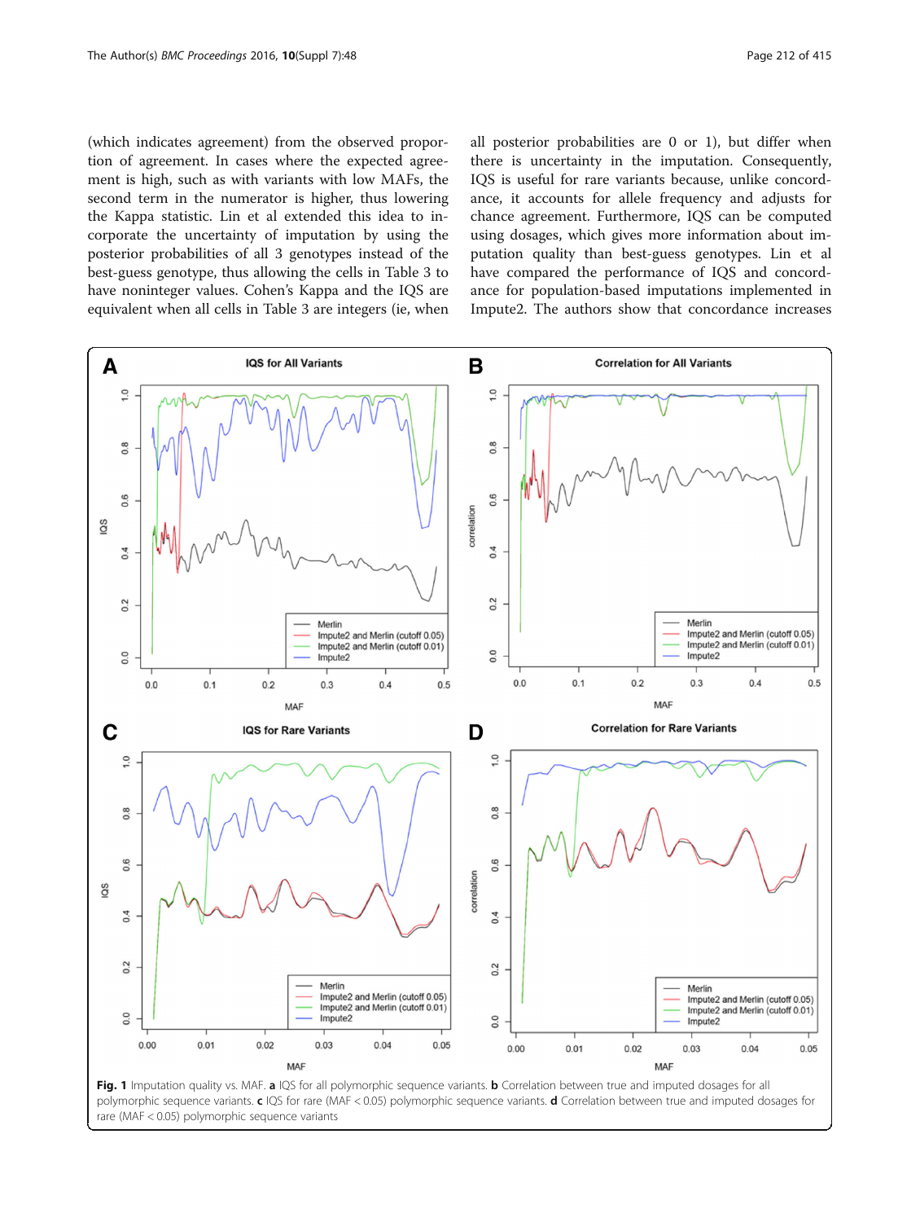(which indicates agreement) from the observed proportion of agreement. In cases where the expected agreement is high, such as with variants with low MAFs, the second term in the numerator is higher, thus lowering the Kappa statistic. Lin et al extended this idea to incorporate the uncertainty of imputation by using the posterior probabilities of all 3 genotypes instead of the best-guess genotype, thus allowing the cells in Table 3 to have noninteger values. Cohen's Kappa and the IQS are equivalent when all cells in Table 3 are integers (ie, when all posterior probabilities are 0 or 1), but differ when there is uncertainty in the imputation. Consequently, IQS is useful for rare variants because, unlike concordance, it accounts for allele frequency and adjusts for chance agreement. Furthermore, IQS can be computed using dosages, which gives more information about imputation quality than best-guess genotypes. Lin et al have compared the performance of IQS and concordance for population-based imputations implemented in Impute2. The authors show that concordance increases

**Fig. 1** Imputation quality vs. MAF. **a** IQS for all polymorphic sequence variants. **b** Correlation between true and imputed dosages for all polymorphic sequence variants. **c** IQS for rare (MAF < 0.05) polymorphic sequence variants. **d** Correlation between true and imputed dosages for rare (MAF < 0.05) polymorphic sequence variants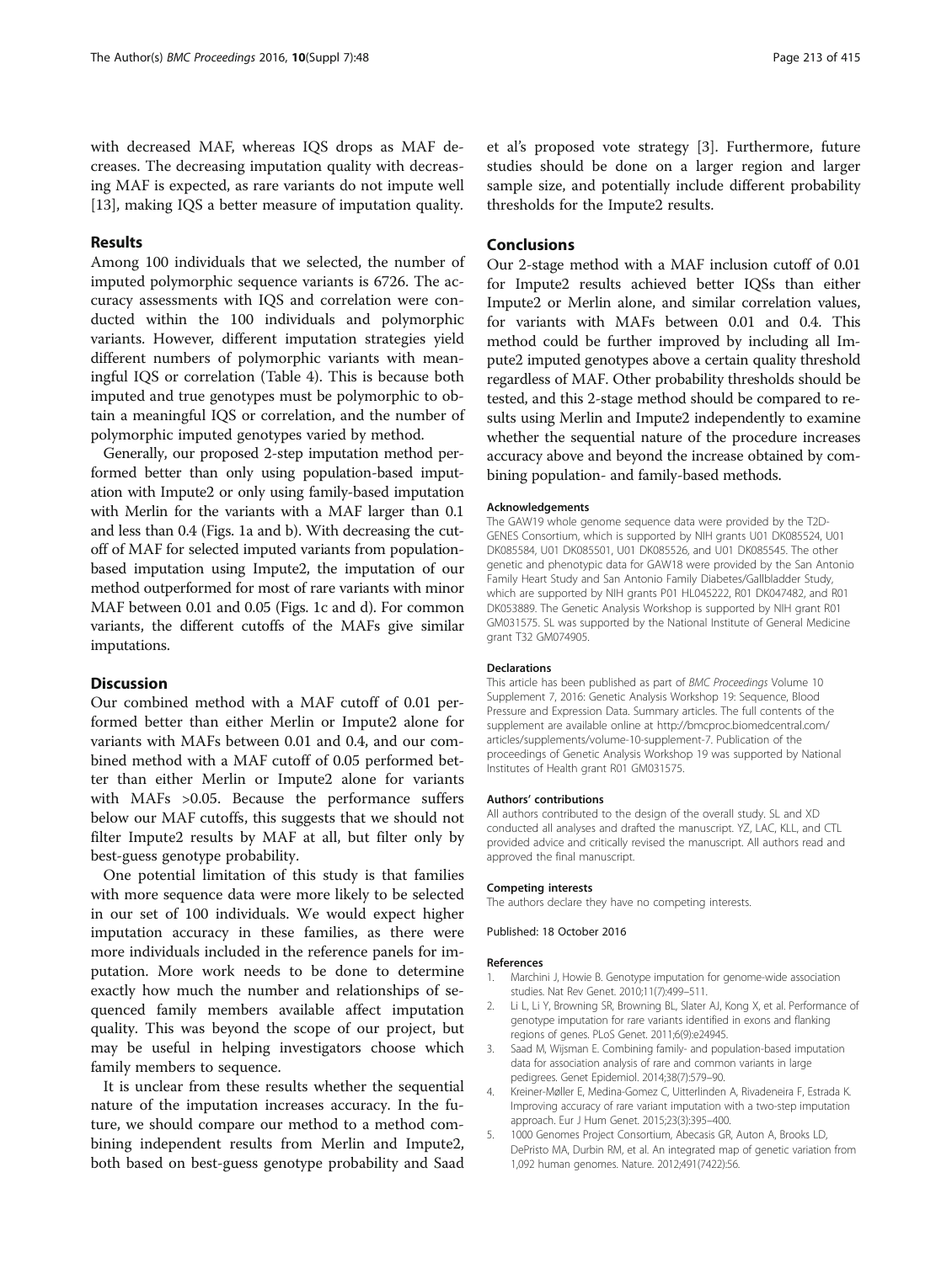with decreased MAF, whereas IQS drops as MAF decreases. The decreasing imputation quality with decreasing MAF is expected, as rare variants do not impute well [13], making IQS a better measure of imputation quality.

## Results

Among 100 individuals that we selected, the number of imputed polymorphic sequence variants is 6726. The accuracy assessments with IQS and correlation were conducted within the 100 individuals and polymorphic variants. However, different imputation strategies yield different numbers of polymorphic variants with meaningful IQS or correlation (Table 4). This is because both imputed and true genotypes must be polymorphic to obtain a meaningful IQS or correlation, and the number of polymorphic imputed genotypes varied by method.

Generally, our proposed 2-step imputation method performed better than only using population-based imputation with Impute2 or only using family-based imputation with Merlin for the variants with a MAF larger than 0.1 and less than 0.4 (Figs. 1a and b). With decreasing the cutoff of MAF for selected imputed variants from population-based imputation using Impute2, the imputation of our method outperformed for most of rare variants with minor MAF between 0.01 and 0.05 (Figs. 1c and d). For common variants, the different cutoffs of the MAFs give similar imputations.

## Discussion

Our combined method with a MAF cutoff of 0.01 performed better than either Merlin or Impute2 alone for variants with MAFs between 0.01 and 0.4, and our combined method with a MAF cutoff of 0.05 performed better than either Merlin or Impute2 alone for variants with MAFs >0.05. Because the performance suffers below our MAF cutoffs, this suggests that we should not filter Impute2 results by MAF at all, but filter only by best-guess genotype probability.

One potential limitation of this study is that families with more sequence data were more likely to be selected in our set of 100 individuals. We would expect higher imputation accuracy in these families, as there were more individuals included in the reference panels for imputation. More work needs to be done to determine exactly how much the number and relationships of sequenced family members available affect imputation quality. This was beyond the scope of our project, but may be useful in helping investigators choose which family members to sequence.

It is unclear from these results whether the sequential nature of the imputation increases accuracy. In the future, we should compare our method to a method combining independent results from Merlin and Impute2, both based on best-guess genotype probability and Saad et al's proposed vote strategy [3]. Furthermore, future studies should be done on a larger region and larger sample size, and potentially include different probability thresholds for the Impute2 results.

## Conclusions

Our 2-stage method with a MAF inclusion cutoff of 0.01 for Impute2 results achieved better IQSs than either Impute2 or Merlin alone, and similar correlation values, for variants with MAFs between 0.01 and 0.4. This method could be further improved by including all Impute2 imputed genotypes above a certain quality threshold regardless of MAF. Other probability thresholds should be tested, and this 2-stage method should be compared to results using Merlin and Impute2 independently to examine whether the sequential nature of the procedure increases accuracy above and beyond the increase obtained by combining population- and family-based methods.

#### Acknowledgements

The GAW19 whole genome sequence data were provided by the T2D-GENES Consortium, which is supported by NIH grants U01 DK085524, U01 DK085584, U01 DK085501, U01 DK085526, and U01 DK085545. The other genetic and phenotypic data for GAW18 were provided by the San Antonio Family Heart Study and San Antonio Family Diabetes/Gallbladder Study, which are supported by NIH grants P01 HL045222, R01 DK047482, and R01 DK053889. The Genetic Analysis Workshop is supported by NIH grant R01 GM031575. SL was supported by the National Institute of General Medicine grant T32 GM074905.

#### Declarations

This article has been published as part of *BMC Proceedings* Volume 10 Supplement 7, 2016: Genetic Analysis Workshop 19: Sequence, Blood Pressure and Expression Data. Summary articles. The full contents of the supplement are available online at http://bmcproc.biomedcentral.com/articles/supplements/volume-10-supplement-7. Publication of the proceedings of Genetic Analysis Workshop 19 was supported by National Institutes of Health grant R01 GM031575.

#### Authors' contributions

All authors contributed to the design of the overall study. SL and XD conducted all analyses and drafted the manuscript. YZ, LAC, KLL, and CTL provided advice and critically revised the manuscript. All authors read and approved the final manuscript.

#### Competing interests

The authors declare they have no competing interests.

Published: 18 October 2016

#### References

1. Marchini J, Howie B. Genotype imputation for genome-wide association studies. Nat Rev Genet. 2010;11(7):499–511.
2. Li L, Li Y, Browning SR, Browning BL, Slater AJ, Kong X, et al. Performance of genotype imputation for rare variants identified in exons and flanking regions of genes. PLoS Genet. 2011;6(9):e24945.
3. Saad M, Wijsman E. Combining family- and population-based imputation data for association analysis of rare and common variants in large pedigrees. Genet Epidemiol. 2014;38(7):579–90.
4. Kreiner-Møller E, Medina-Gomez C, Uitterlinden A, Rivadeneira F, Estrada K. Improving accuracy of rare variant imputation with a two-step imputation approach. Eur J Hum Genet. 2015;23(3):395–400.
5. 1000 Genomes Project Consortium, Abecasis GR, Auton A, Brooks LD, DePristo MA, Durbin RM, et al. An integrated map of genetic variation from 1,092 human genomes. Nature. 2012;491(7422):56.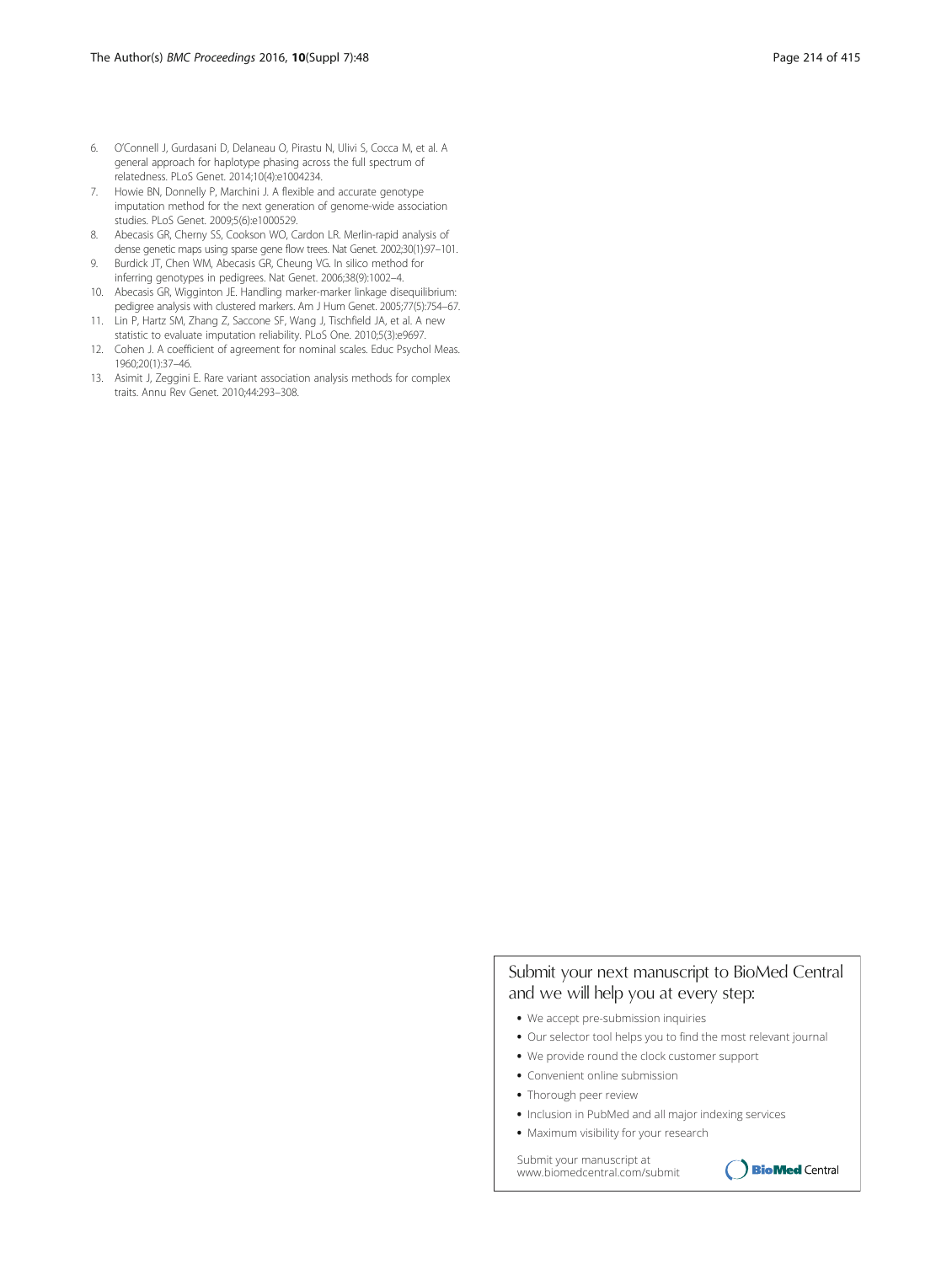6. O'Connell J, Gurdasani D, Delaneau O, Pirastu N, Ulivi S, Cocca M, et al. A general approach for haplotype phasing across the full spectrum of relatedness. PLoS Genet. 2014;10(4):e1004234.
7. Howie BN, Donnelly P, Marchini J. A flexible and accurate genotype imputation method for the next generation of genome-wide association studies. PLoS Genet. 2009;5(6):e1000529.
8. Abecasis GR, Cherny SS, Cookson WO, Cardon LR. Merlin-rapid analysis of dense genetic maps using sparse gene flow trees. Nat Genet. 2002;30(1):97–101.
9. Burdick JT, Chen WM, Abecasis GR, Cheung VG. In silico method for inferring genotypes in pedigrees. Nat Genet. 2006;38(9):1002–4.
10. Abecasis GR, Wigginton JE. Handling marker-marker linkage disequilibrium: pedigree analysis with clustered markers. Am J Hum Genet. 2005;77(5):754–67.
11. Lin P, Hartz SM, Zhang Z, Saccone SF, Wang J, Tischfield JA, et al. A new statistic to evaluate imputation reliability. PLoS One. 2010;5(3):e9697.
12. Cohen J. A coefficient of agreement for nominal scales. Educ Psychol Meas. 1960;20(1):37–46.
13. Asimit J, Zeggini E. Rare variant association analysis methods for complex traits. Annu Rev Genet. 2010;44:293–308.

Submit your next manuscript to BioMed Central and we will help you at every step:

- We accept pre-submission inquiries
- Our selector tool helps you to find the most relevant journal
- We provide round the clock customer support
- Convenient online submission
- Thorough peer review
- Inclusion in PubMed and all major indexing services
- Maximum visibility for your research

Submit your manuscript at
www.biomedcentral.com/submit

BioMed Central